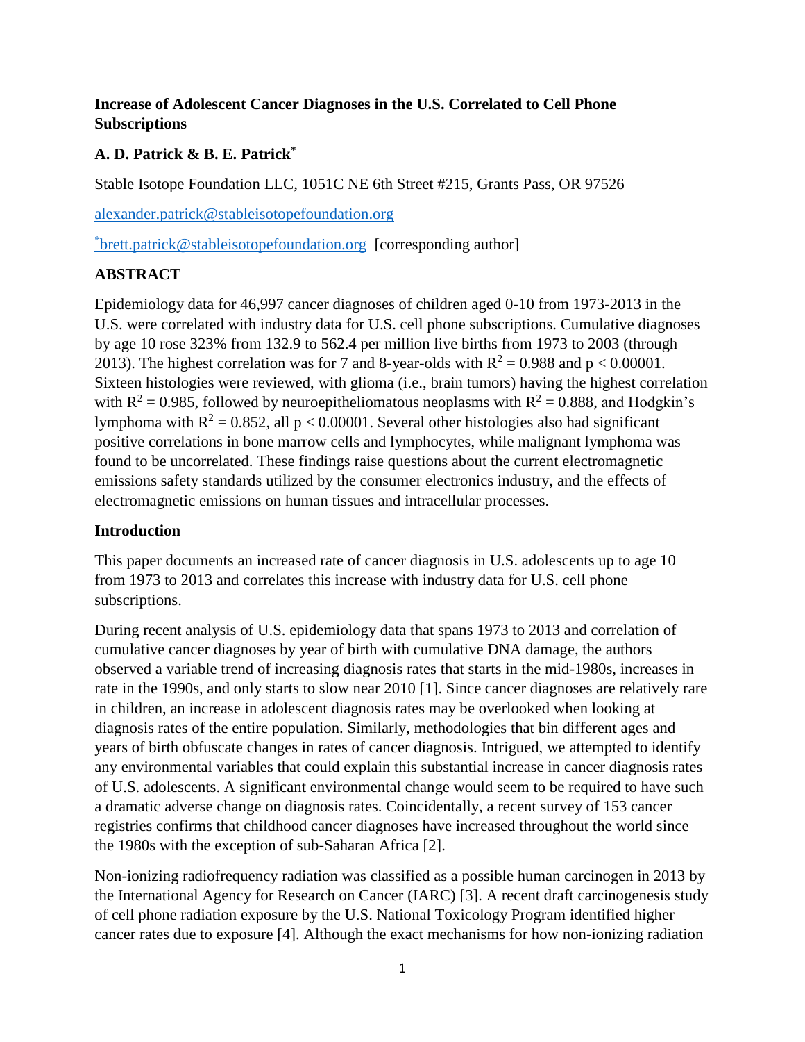# Increase of Adolescent Cancer Diagnoses in the U.S. Correlated to Cell Phone Subscriptions

**A. D. Patrick & B. E. Patrick***

Stable Isotope Foundation LLC, 1051C NE 6th Street #215, Grants Pass, OR 97526

alexander.patrick@stableisotopefoundation.org

*brett.patrick@stableisotopefoundation.org [corresponding author]

## ABSTRACT

Epidemiology data for 46,997 cancer diagnoses of children aged 0-10 from 1973-2013 in the U.S. were correlated with industry data for U.S. cell phone subscriptions. Cumulative diagnoses by age 10 rose 323% from 132.9 to 562.4 per million live births from 1973 to 2003 (through 2013). The highest correlation was for 7 and 8-year-olds with $R^2 = 0.988$ and $p < 0.00001$. Sixteen histologies were reviewed, with glioma (i.e., brain tumors) having the highest correlation with $R^2 = 0.985$, followed by neuroepitheliomatous neoplasms with $R^2 = 0.888$, and Hodgkin's lymphoma with $R^2 = 0.852$, all $p < 0.00001$. Several other histologies also had significant positive correlations in bone marrow cells and lymphocytes, while malignant lymphoma was found to be uncorrelated. These findings raise questions about the current electromagnetic emissions safety standards utilized by the consumer electronics industry, and the effects of electromagnetic emissions on human tissues and intracellular processes.

## Introduction

This paper documents an increased rate of cancer diagnosis in U.S. adolescents up to age 10 from 1973 to 2013 and correlates this increase with industry data for U.S. cell phone subscriptions.

During recent analysis of U.S. epidemiology data that spans 1973 to 2013 and correlation of cumulative cancer diagnoses by year of birth with cumulative DNA damage, the authors observed a variable trend of increasing diagnosis rates that starts in the mid-1980s, increases in rate in the 1990s, and only starts to slow near 2010 [1]. Since cancer diagnoses are relatively rare in children, an increase in adolescent diagnosis rates may be overlooked when looking at diagnosis rates of the entire population. Similarly, methodologies that bin different ages and years of birth obfuscate changes in rates of cancer diagnosis. Intrigued, we attempted to identify any environmental variables that could explain this substantial increase in cancer diagnosis rates of U.S. adolescents. A significant environmental change would seem to be required to have such a dramatic adverse change on diagnosis rates. Coincidentally, a recent survey of 153 cancer registries confirms that childhood cancer diagnoses have increased throughout the world since the 1980s with the exception of sub-Saharan Africa [2].

Non-ionizing radiofrequency radiation was classified as a possible human carcinogen in 2013 by the International Agency for Research on Cancer (IARC) [3]. A recent draft carcinogenesis study of cell phone radiation exposure by the U.S. National Toxicology Program identified higher cancer rates due to exposure [4]. Although the exact mechanisms for how non-ionizing radiation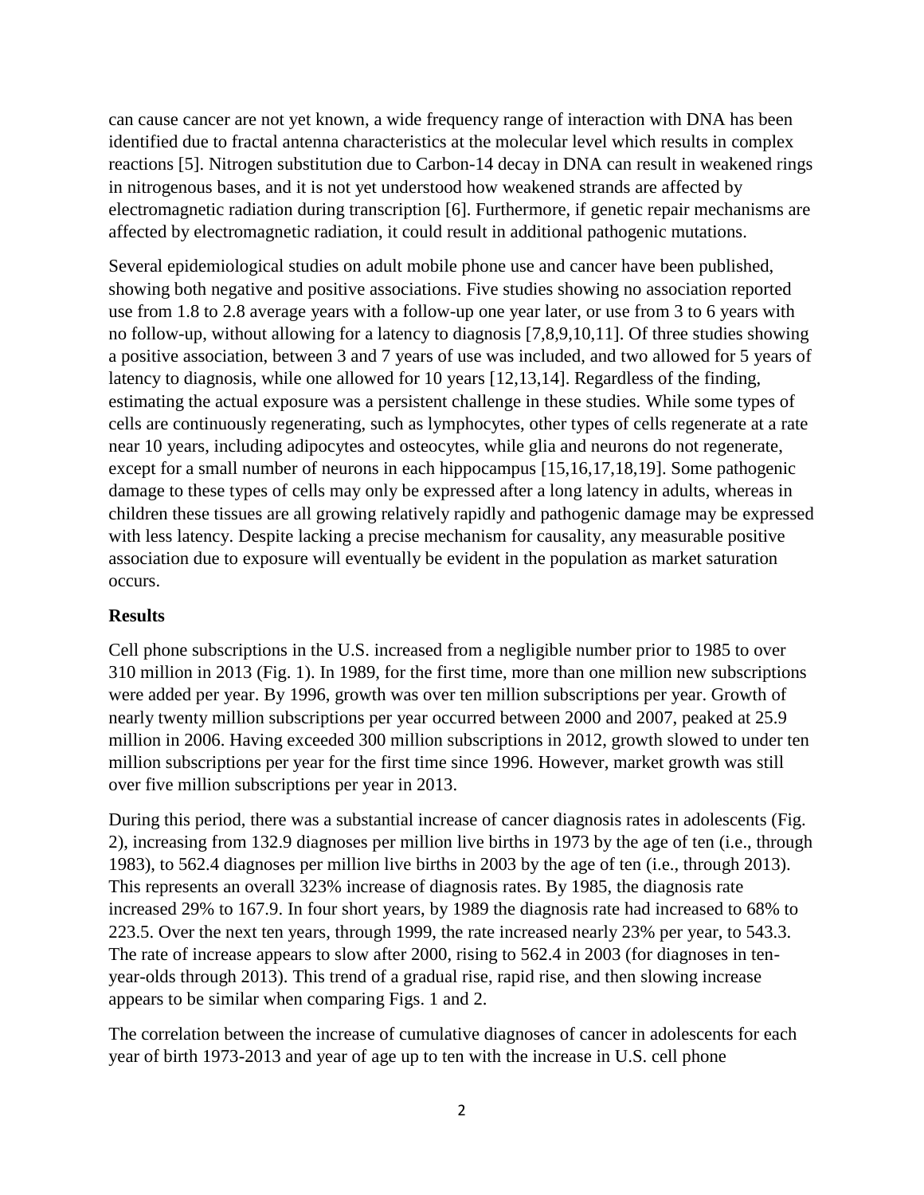can cause cancer are not yet known, a wide frequency range of interaction with DNA has been identified due to fractal antenna characteristics at the molecular level which results in complex reactions [5]. Nitrogen substitution due to Carbon-14 decay in DNA can result in weakened rings in nitrogenous bases, and it is not yet understood how weakened strands are affected by electromagnetic radiation during transcription [6]. Furthermore, if genetic repair mechanisms are affected by electromagnetic radiation, it could result in additional pathogenic mutations.

Several epidemiological studies on adult mobile phone use and cancer have been published, showing both negative and positive associations. Five studies showing no association reported use from 1.8 to 2.8 average years with a follow-up one year later, or use from 3 to 6 years with no follow-up, without allowing for a latency to diagnosis [7,8,9,10,11]. Of three studies showing a positive association, between 3 and 7 years of use was included, and two allowed for 5 years of latency to diagnosis, while one allowed for 10 years [12,13,14]. Regardless of the finding, estimating the actual exposure was a persistent challenge in these studies. While some types of cells are continuously regenerating, such as lymphocytes, other types of cells regenerate at a rate near 10 years, including adipocytes and osteocytes, while glia and neurons do not regenerate, except for a small number of neurons in each hippocampus [15,16,17,18,19]. Some pathogenic damage to these types of cells may only be expressed after a long latency in adults, whereas in children these tissues are all growing relatively rapidly and pathogenic damage may be expressed with less latency. Despite lacking a precise mechanism for causality, any measurable positive association due to exposure will eventually be evident in the population as market saturation occurs.

## Results

Cell phone subscriptions in the U.S. increased from a negligible number prior to 1985 to over 310 million in 2013 (Fig. 1). In 1989, for the first time, more than one million new subscriptions were added per year. By 1996, growth was over ten million subscriptions per year. Growth of nearly twenty million subscriptions per year occurred between 2000 and 2007, peaked at 25.9 million in 2006. Having exceeded 300 million subscriptions in 2012, growth slowed to under ten million subscriptions per year for the first time since 1996. However, market growth was still over five million subscriptions per year in 2013.

During this period, there was a substantial increase of cancer diagnosis rates in adolescents (Fig. 2), increasing from 132.9 diagnoses per million live births in 1973 by the age of ten (i.e., through 1983), to 562.4 diagnoses per million live births in 2003 by the age of ten (i.e., through 2013). This represents an overall 323% increase of diagnosis rates. By 1985, the diagnosis rate increased 29% to 167.9. In four short years, by 1989 the diagnosis rate had increased to 68% to 223.5. Over the next ten years, through 1999, the rate increased nearly 23% per year, to 543.3. The rate of increase appears to slow after 2000, rising to 562.4 in 2003 (for diagnoses in ten-year-olds through 2013). This trend of a gradual rise, rapid rise, and then slowing increase appears to be similar when comparing Figs. 1 and 2.

The correlation between the increase of cumulative diagnoses of cancer in adolescents for each year of birth 1973-2013 and year of age up to ten with the increase in U.S. cell phone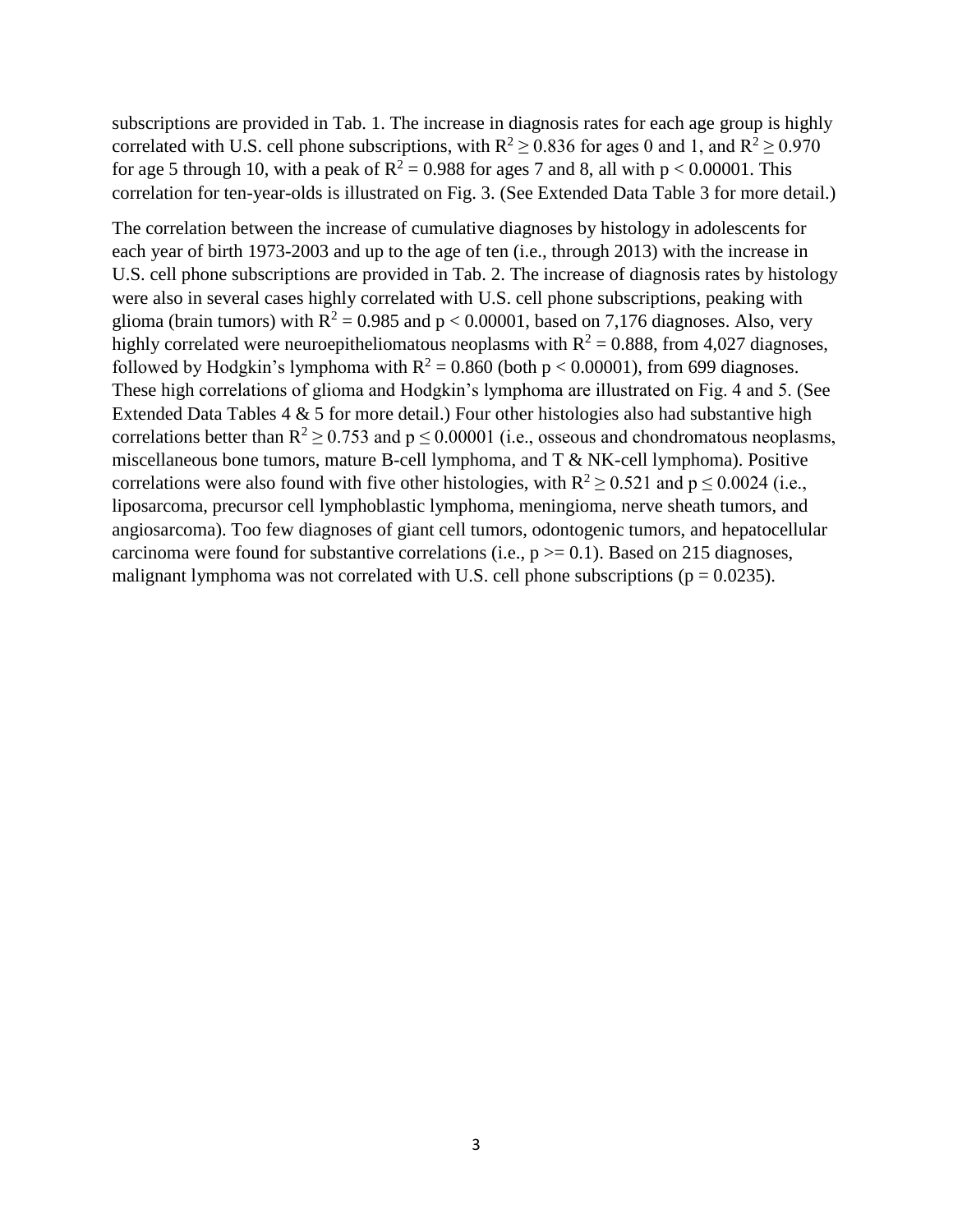subscriptions are provided in Tab. 1. The increase in diagnosis rates for each age group is highly correlated with U.S. cell phone subscriptions, with $R^2 \geq 0.836$ for ages 0 and 1, and $R^2 \geq 0.970$ for age 5 through 10, with a peak of $R^2 = 0.988$ for ages 7 and 8, all with $p < 0.00001$. This correlation for ten-year-olds is illustrated on Fig. 3. (See Extended Data Table 3 for more detail.)

The correlation between the increase of cumulative diagnoses by histology in adolescents for each year of birth 1973-2003 and up to the age of ten (i.e., through 2013) with the increase in U.S. cell phone subscriptions are provided in Tab. 2. The increase of diagnosis rates by histology were also in several cases highly correlated with U.S. cell phone subscriptions, peaking with glioma (brain tumors) with $R^2 = 0.985$ and $p < 0.00001$, based on 7,176 diagnoses. Also, very highly correlated were neuroepitheliomatous neoplasms with $R^2 = 0.888$, from 4,027 diagnoses, followed by Hodgkin's lymphoma with $R^2 = 0.860$ (both $p < 0.00001$), from 699 diagnoses. These high correlations of glioma and Hodgkin's lymphoma are illustrated on Fig. 4 and 5. (See Extended Data Tables 4 & 5 for more detail.) Four other histologies also had substantive high correlations better than $R^2 \geq 0.753$ and $p \leq 0.00001$ (i.e., osseous and chondromatous neoplasms, miscellaneous bone tumors, mature B-cell lymphoma, and T & NK-cell lymphoma). Positive correlations were also found with five other histologies, with $R^2 \geq 0.521$ and $p \leq 0.0024$ (i.e., liposarcoma, precursor cell lymphoblastic lymphoma, meningioma, nerve sheath tumors, and angiosarcoma). Too few diagnoses of giant cell tumors, odontogenic tumors, and hepatocellular carcinoma were found for substantive correlations (i.e., $p >= 0.1$). Based on 215 diagnoses, malignant lymphoma was not correlated with U.S. cell phone subscriptions ($p = 0.0235$).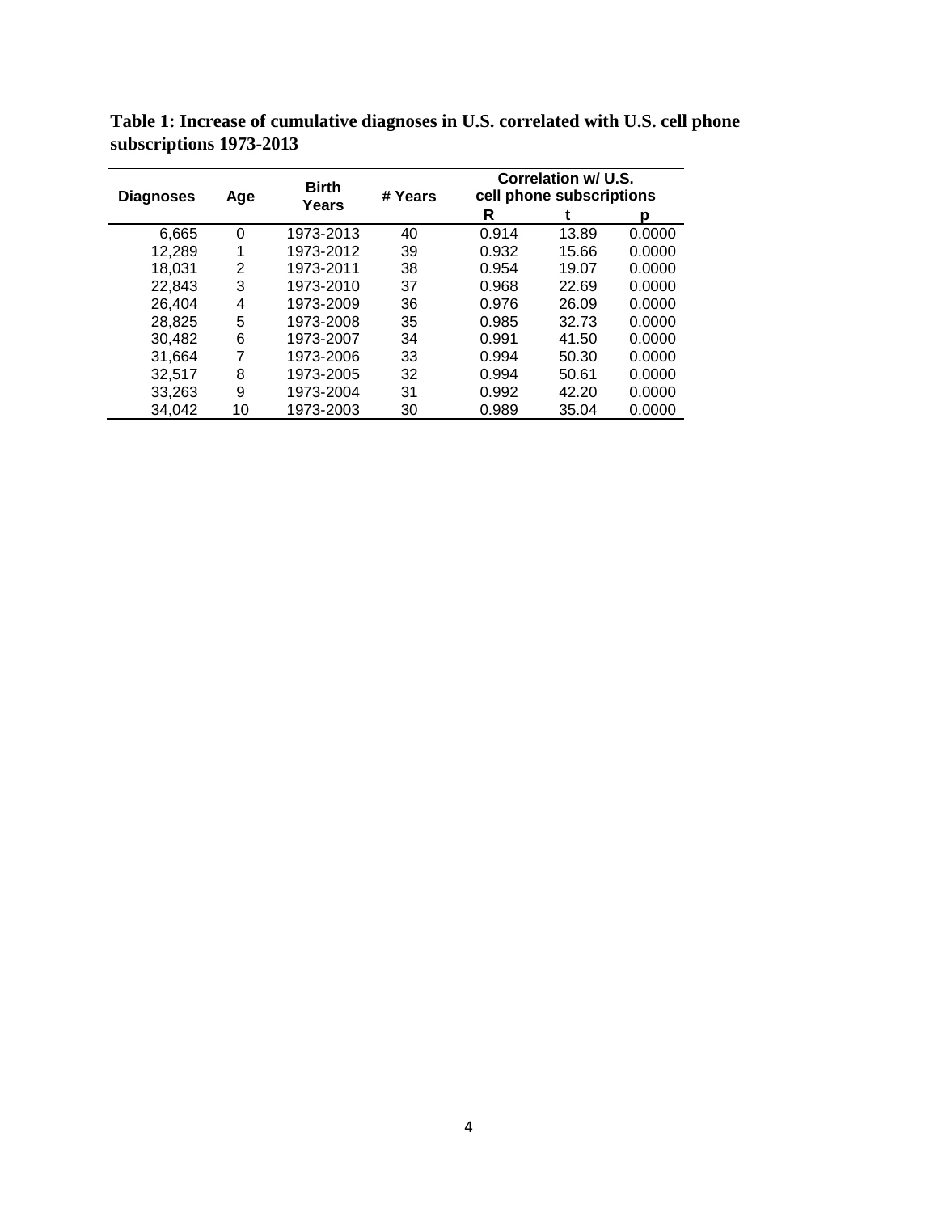**Table 1: Increase of cumulative diagnoses in U.S. correlated with U.S. cell phone subscriptions 1973-2013**

| Diagnoses | Age | Birth Years | # Years | Correlation w/ U.S. cell phone subscriptions | | |
|---|---|---|---|---|---|---|
| | | | | R | t | p |
| 6,665 | 0 | 1973-2013 | 40 | 0.914 | 13.89 | 0.0000 |
| 12,289 | 1 | 1973-2012 | 39 | 0.932 | 15.66 | 0.0000 |
| 18,031 | 2 | 1973-2011 | 38 | 0.954 | 19.07 | 0.0000 |
| 22,843 | 3 | 1973-2010 | 37 | 0.968 | 22.69 | 0.0000 |
| 26,404 | 4 | 1973-2009 | 36 | 0.976 | 26.09 | 0.0000 |
| 28,825 | 5 | 1973-2008 | 35 | 0.985 | 32.73 | 0.0000 |
| 30,482 | 6 | 1973-2007 | 34 | 0.991 | 41.50 | 0.0000 |
| 31,664 | 7 | 1973-2006 | 33 | 0.994 | 50.30 | 0.0000 |
| 32,517 | 8 | 1973-2005 | 32 | 0.994 | 50.61 | 0.0000 |
| 33,263 | 9 | 1973-2004 | 31 | 0.992 | 42.20 | 0.0000 |
| 34,042 | 10 | 1973-2003 | 30 | 0.989 | 35.04 | 0.0000 |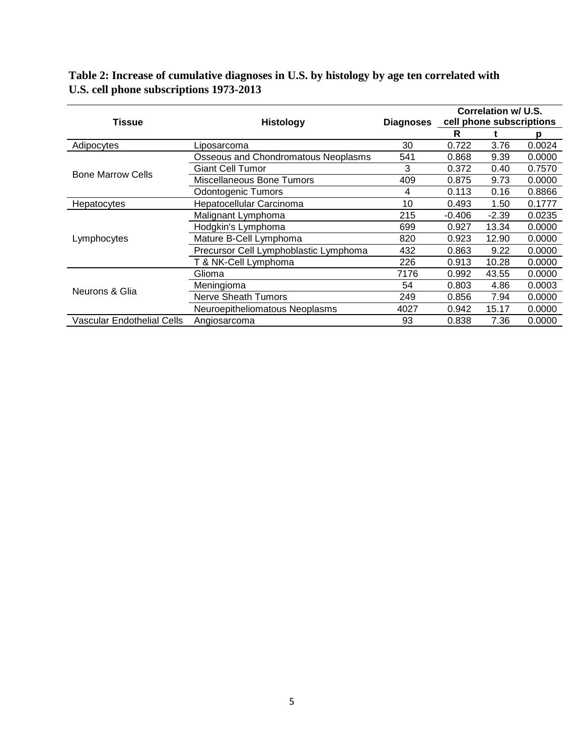**Table 2: Increase of cumulative diagnoses in U.S. by histology by age ten correlated with U.S. cell phone subscriptions 1973-2013**

| Tissue | Histology | Diagnoses | Correlation w/ U.S. cell phone subscriptions | | |
|---|---|---|---|---|---|
| | | | R | t | p |
| Adipocytes | Liposarcoma | 30 | 0.722 | 3.76 | 0.0024 |
| Bone Marrow Cells | Osseous and Chondromatous Neoplasms | 541 | 0.868 | 9.39 | 0.0000 |
| | Giant Cell Tumor | 3 | 0.372 | 0.40 | 0.7570 |
| | Miscellaneous Bone Tumors | 409 | 0.875 | 9.73 | 0.0000 |
| | Odontogenic Tumors | 4 | 0.113 | 0.16 | 0.8866 |
| Hepatocytes | Hepatocellular Carcinoma | 10 | 0.493 | 1.50 | 0.1777 |
| Lymphocytes | Malignant Lymphoma | 215 | -0.406 | -2.39 | 0.0235 |
| | Hodgkin's Lymphoma | 699 | 0.927 | 13.34 | 0.0000 |
| | Mature B-Cell Lymphoma | 820 | 0.923 | 12.90 | 0.0000 |
| | Precursor Cell Lymphoblastic Lymphoma | 432 | 0.863 | 9.22 | 0.0000 |
| | T & NK-Cell Lymphoma | 226 | 0.913 | 10.28 | 0.0000 |
| Neurons & Glia | Glioma | 7176 | 0.992 | 43.55 | 0.0000 |
| | Meningioma | 54 | 0.803 | 4.86 | 0.0003 |
| | Nerve Sheath Tumors | 249 | 0.856 | 7.94 | 0.0000 |
| | Neuroepitheliomatous Neoplasms | 4027 | 0.942 | 15.17 | 0.0000 |
| Vascular Endothelial Cells | Angiosarcoma | 93 | 0.838 | 7.36 | 0.0000 |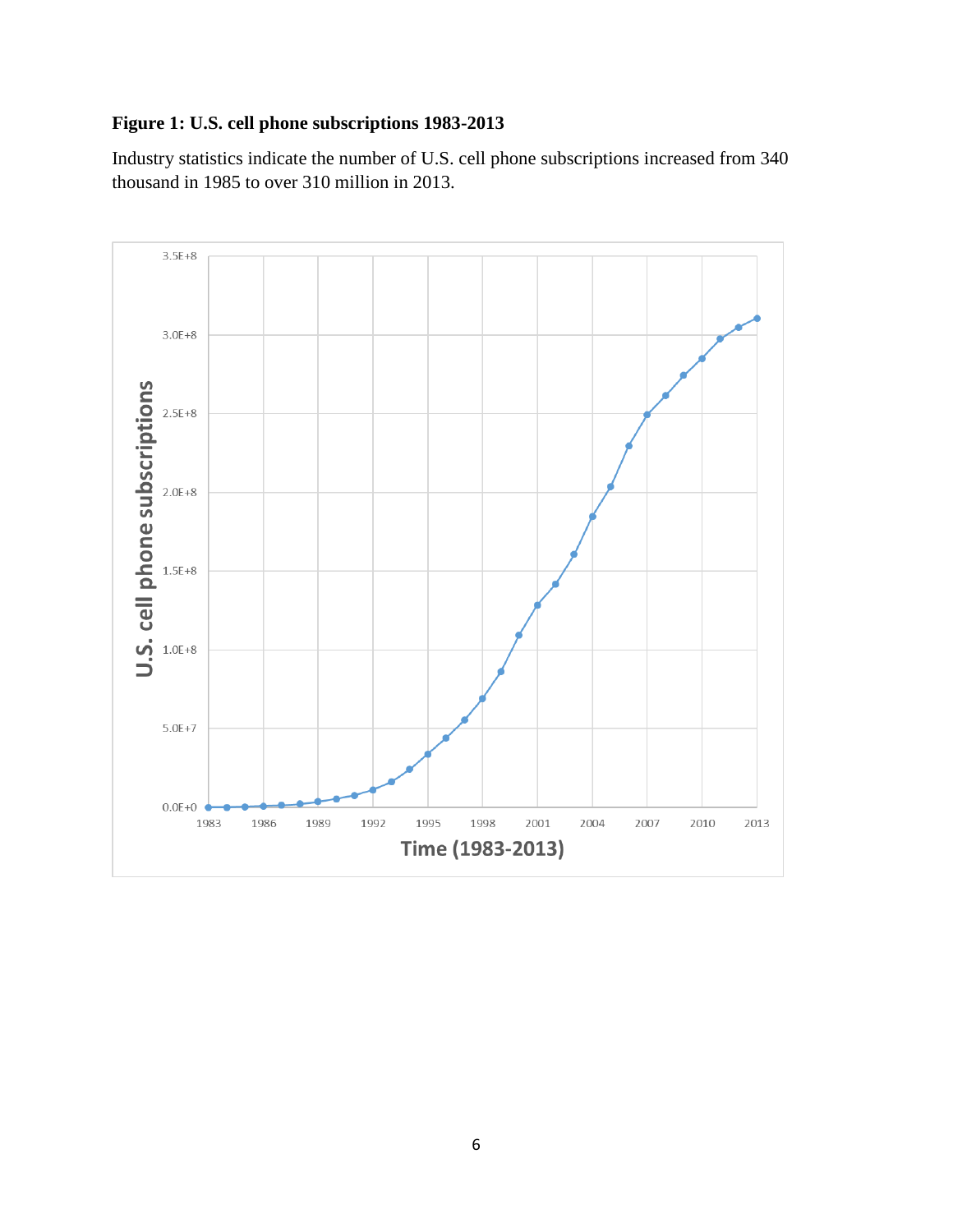**Figure 1: U.S. cell phone subscriptions 1983-2013**

Industry statistics indicate the number of U.S. cell phone subscriptions increased from 340 thousand in 1985 to over 310 million in 2013.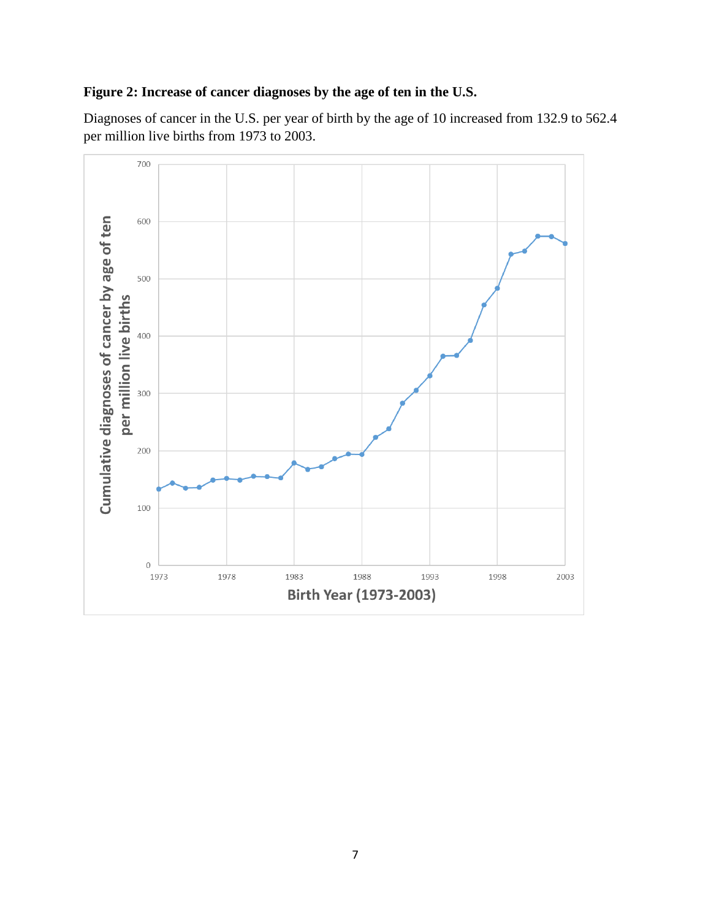**Figure 2: Increase of cancer diagnoses by the age of ten in the U.S.**

Diagnoses of cancer in the U.S. per year of birth by the age of 10 increased from 132.9 to 562.4 per million live births from 1973 to 2003.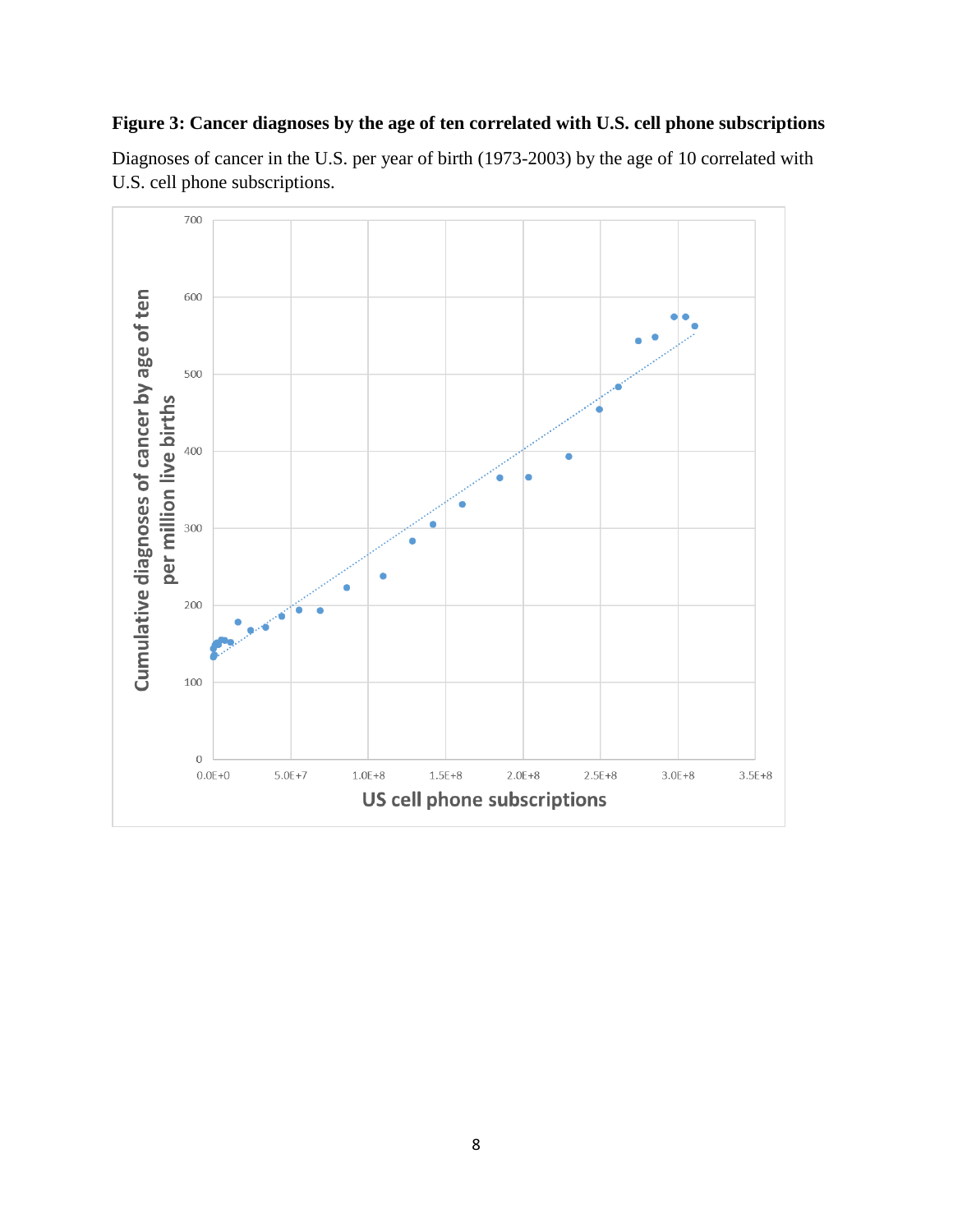**Figure 3: Cancer diagnoses by the age of ten correlated with U.S. cell phone subscriptions**

Diagnoses of cancer in the U.S. per year of birth (1973-2003) by the age of 10 correlated with U.S. cell phone subscriptions.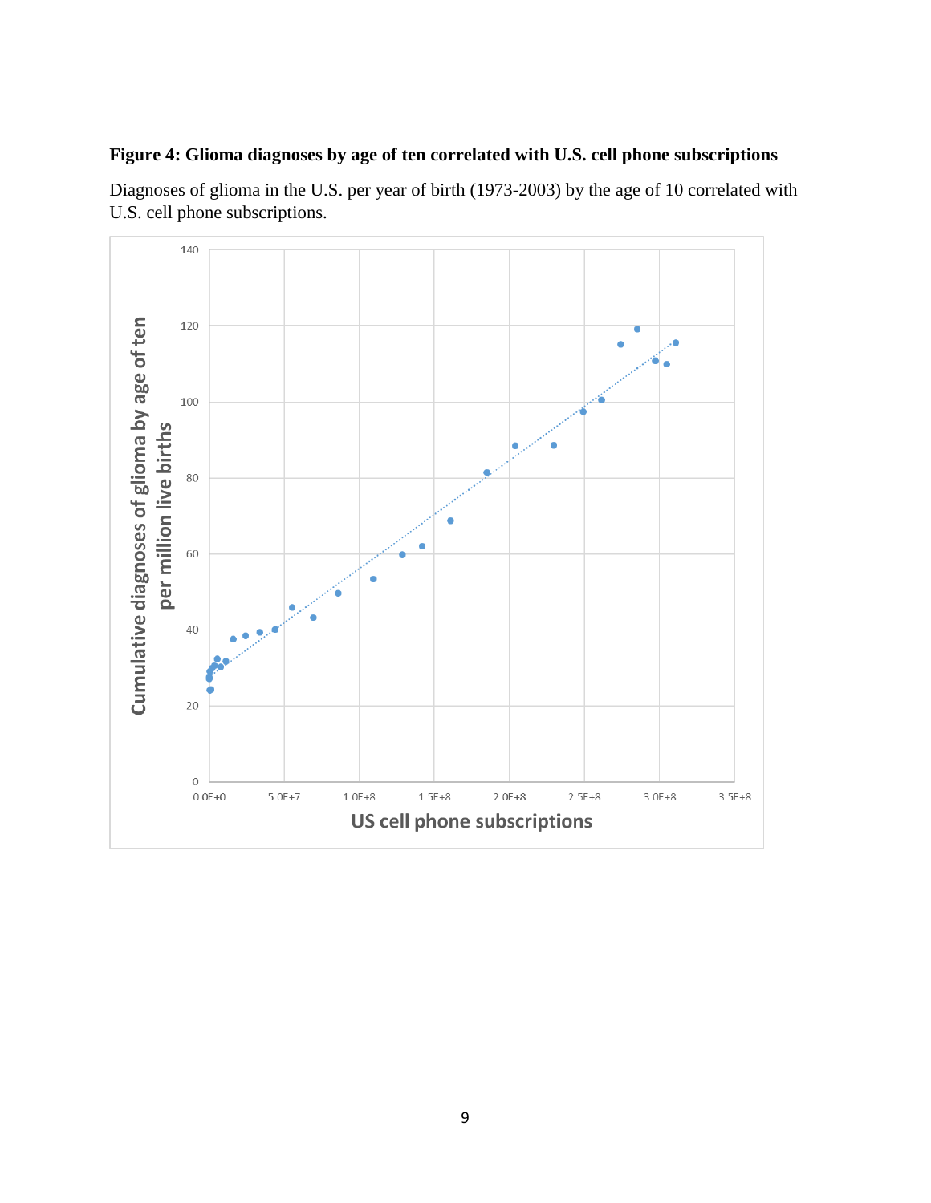**Figure 4: Glioma diagnoses by age of ten correlated with U.S. cell phone subscriptions**

Diagnoses of glioma in the U.S. per year of birth (1973-2003) by the age of 10 correlated with U.S. cell phone subscriptions.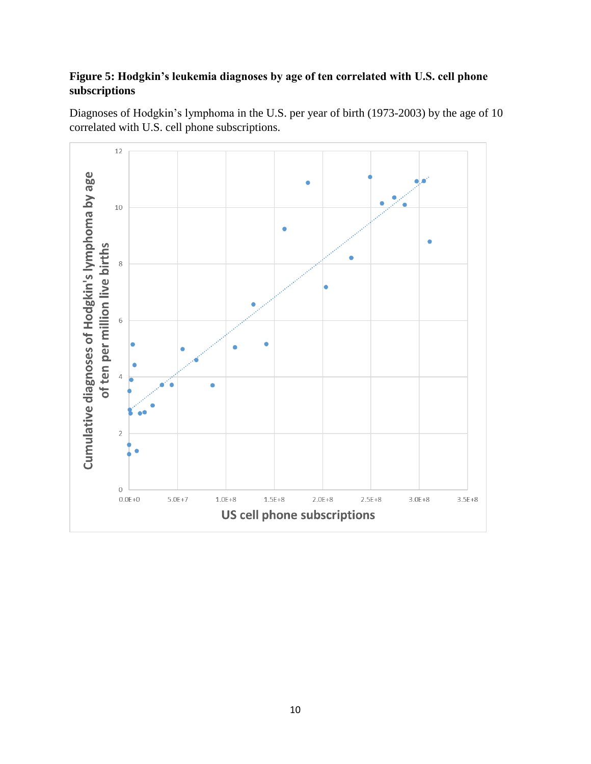**Figure 5: Hodgkin's leukemia diagnoses by age of ten correlated with U.S. cell phone subscriptions**

Diagnoses of Hodgkin's lymphoma in the U.S. per year of birth (1973-2003) by the age of 10 correlated with U.S. cell phone subscriptions.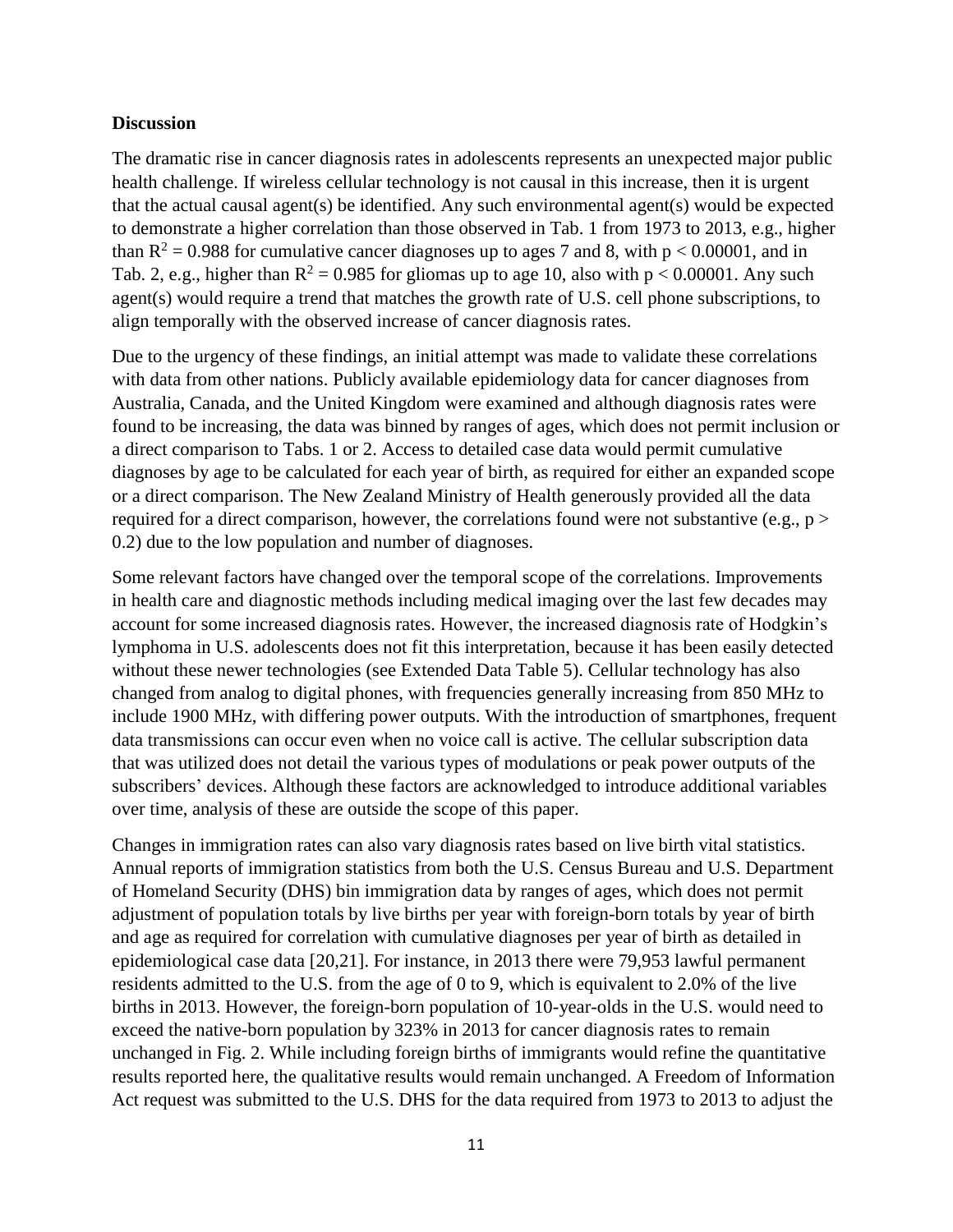**Discussion**

The dramatic rise in cancer diagnosis rates in adolescents represents an unexpected major public health challenge. If wireless cellular technology is not causal in this increase, then it is urgent that the actual causal agent(s) be identified. Any such environmental agent(s) would be expected to demonstrate a higher correlation than those observed in Tab. 1 from 1973 to 2013, e.g., higher than $R^2 = 0.988$ for cumulative cancer diagnoses up to ages 7 and 8, with $p < 0.00001$, and in Tab. 2, e.g., higher than $R^2 = 0.985$ for gliomas up to age 10, also with $p < 0.00001$. Any such agent(s) would require a trend that matches the growth rate of U.S. cell phone subscriptions, to align temporally with the observed increase of cancer diagnosis rates.

Due to the urgency of these findings, an initial attempt was made to validate these correlations with data from other nations. Publicly available epidemiology data for cancer diagnoses from Australia, Canada, and the United Kingdom were examined and although diagnosis rates were found to be increasing, the data was binned by ranges of ages, which does not permit inclusion or a direct comparison to Tabs. 1 or 2. Access to detailed case data would permit cumulative diagnoses by age to be calculated for each year of birth, as required for either an expanded scope or a direct comparison. The New Zealand Ministry of Health generously provided all the data required for a direct comparison, however, the correlations found were not substantive (e.g., $p > 0.2$) due to the low population and number of diagnoses.

Some relevant factors have changed over the temporal scope of the correlations. Improvements in health care and diagnostic methods including medical imaging over the last few decades may account for some increased diagnosis rates. However, the increased diagnosis rate of Hodgkin's lymphoma in U.S. adolescents does not fit this interpretation, because it has been easily detected without these newer technologies (see Extended Data Table 5). Cellular technology has also changed from analog to digital phones, with frequencies generally increasing from 850 MHz to include 1900 MHz, with differing power outputs. With the introduction of smartphones, frequent data transmissions can occur even when no voice call is active. The cellular subscription data that was utilized does not detail the various types of modulations or peak power outputs of the subscribers' devices. Although these factors are acknowledged to introduce additional variables over time, analysis of these are outside the scope of this paper.

Changes in immigration rates can also vary diagnosis rates based on live birth vital statistics. Annual reports of immigration statistics from both the U.S. Census Bureau and U.S. Department of Homeland Security (DHS) bin immigration data by ranges of ages, which does not permit adjustment of population totals by live births per year with foreign-born totals by year of birth and age as required for correlation with cumulative diagnoses per year of birth as detailed in epidemiological case data [20,21]. For instance, in 2013 there were 79,953 lawful permanent residents admitted to the U.S. from the age of 0 to 9, which is equivalent to 2.0% of the live births in 2013. However, the foreign-born population of 10-year-olds in the U.S. would need to exceed the native-born population by 323% in 2013 for cancer diagnosis rates to remain unchanged in Fig. 2. While including foreign births of immigrants would refine the quantitative results reported here, the qualitative results would remain unchanged. A Freedom of Information Act request was submitted to the U.S. DHS for the data required from 1973 to 2013 to adjust the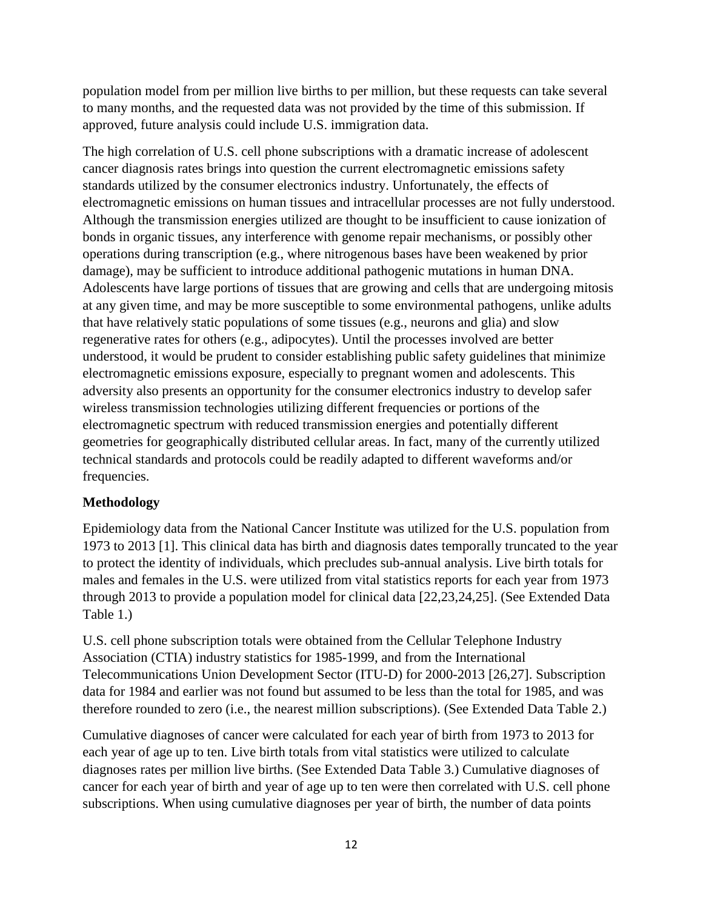population model from per million live births to per million, but these requests can take several to many months, and the requested data was not provided by the time of this submission. If approved, future analysis could include U.S. immigration data.

The high correlation of U.S. cell phone subscriptions with a dramatic increase of adolescent cancer diagnosis rates brings into question the current electromagnetic emissions safety standards utilized by the consumer electronics industry. Unfortunately, the effects of electromagnetic emissions on human tissues and intracellular processes are not fully understood. Although the transmission energies utilized are thought to be insufficient to cause ionization of bonds in organic tissues, any interference with genome repair mechanisms, or possibly other operations during transcription (e.g., where nitrogenous bases have been weakened by prior damage), may be sufficient to introduce additional pathogenic mutations in human DNA. Adolescents have large portions of tissues that are growing and cells that are undergoing mitosis at any given time, and may be more susceptible to some environmental pathogens, unlike adults that have relatively static populations of some tissues (e.g., neurons and glia) and slow regenerative rates for others (e.g., adipocytes). Until the processes involved are better understood, it would be prudent to consider establishing public safety guidelines that minimize electromagnetic emissions exposure, especially to pregnant women and adolescents. This adversity also presents an opportunity for the consumer electronics industry to develop safer wireless transmission technologies utilizing different frequencies or portions of the electromagnetic spectrum with reduced transmission energies and potentially different geometries for geographically distributed cellular areas. In fact, many of the currently utilized technical standards and protocols could be readily adapted to different waveforms and/or frequencies.

## Methodology

Epidemiology data from the National Cancer Institute was utilized for the U.S. population from 1973 to 2013 [1]. This clinical data has birth and diagnosis dates temporally truncated to the year to protect the identity of individuals, which precludes sub-annual analysis. Live birth totals for males and females in the U.S. were utilized from vital statistics reports for each year from 1973 through 2013 to provide a population model for clinical data [22,23,24,25]. (See Extended Data Table 1.)

U.S. cell phone subscription totals were obtained from the Cellular Telephone Industry Association (CTIA) industry statistics for 1985-1999, and from the International Telecommunications Union Development Sector (ITU-D) for 2000-2013 [26,27]. Subscription data for 1984 and earlier was not found but assumed to be less than the total for 1985, and was therefore rounded to zero (i.e., the nearest million subscriptions). (See Extended Data Table 2.)

Cumulative diagnoses of cancer were calculated for each year of birth from 1973 to 2013 for each year of age up to ten. Live birth totals from vital statistics were utilized to calculate diagnoses rates per million live births. (See Extended Data Table 3.) Cumulative diagnoses of cancer for each year of birth and year of age up to ten were then correlated with U.S. cell phone subscriptions. When using cumulative diagnoses per year of birth, the number of data points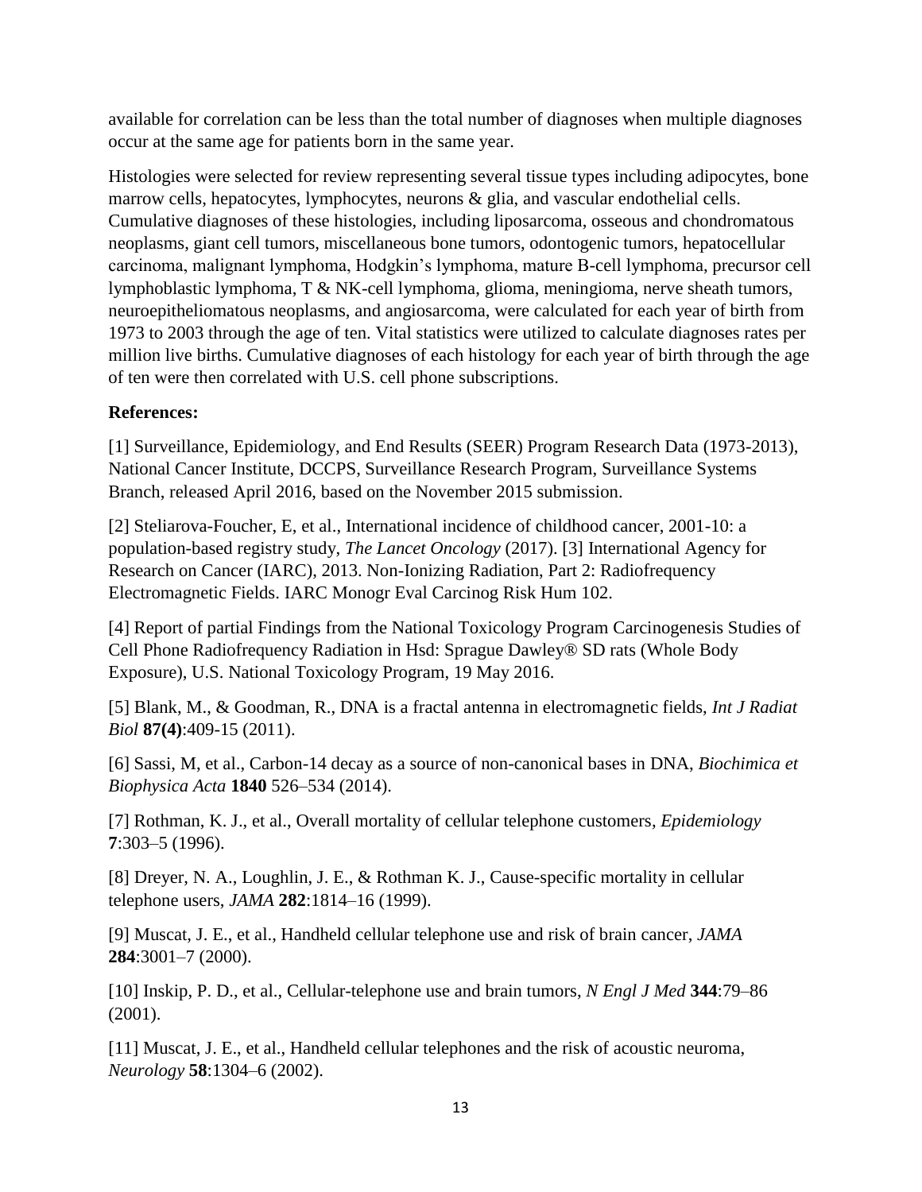available for correlation can be less than the total number of diagnoses when multiple diagnoses occur at the same age for patients born in the same year.

Histologies were selected for review representing several tissue types including adipocytes, bone marrow cells, hepatocytes, lymphocytes, neurons & glia, and vascular endothelial cells. Cumulative diagnoses of these histologies, including liposarcoma, osseous and chondromatous neoplasms, giant cell tumors, miscellaneous bone tumors, odontogenic tumors, hepatocellular carcinoma, malignant lymphoma, Hodgkin's lymphoma, mature B-cell lymphoma, precursor cell lymphoblastic lymphoma, T & NK-cell lymphoma, glioma, meningioma, nerve sheath tumors, neuroepitheliomatous neoplasms, and angiosarcoma, were calculated for each year of birth from 1973 to 2003 through the age of ten. Vital statistics were utilized to calculate diagnoses rates per million live births. Cumulative diagnoses of each histology for each year of birth through the age of ten were then correlated with U.S. cell phone subscriptions.

**References:**

[1] Surveillance, Epidemiology, and End Results (SEER) Program Research Data (1973-2013), National Cancer Institute, DCCPS, Surveillance Research Program, Surveillance Systems Branch, released April 2016, based on the November 2015 submission.

[2] Steliarova-Foucher, E, et al., International incidence of childhood cancer, 2001-10: a population-based registry study, *The Lancet Oncology* (2017). [3] International Agency for Research on Cancer (IARC), 2013. Non-Ionizing Radiation, Part 2: Radiofrequency Electromagnetic Fields. IARC Monogr Eval Carcinog Risk Hum 102.

[4] Report of partial Findings from the National Toxicology Program Carcinogenesis Studies of Cell Phone Radiofrequency Radiation in Hsd: Sprague Dawley® SD rats (Whole Body Exposure), U.S. National Toxicology Program, 19 May 2016.

[5] Blank, M., & Goodman, R., DNA is a fractal antenna in electromagnetic fields, *Int J Radiat Biol* **87(4)**:409-15 (2011).

[6] Sassi, M, et al., Carbon-14 decay as a source of non-canonical bases in DNA, *Biochimica et Biophysica Acta* **1840** 526–534 (2014).

[7] Rothman, K. J., et al., Overall mortality of cellular telephone customers, *Epidemiology* **7**:303–5 (1996).

[8] Dreyer, N. A., Loughlin, J. E., & Rothman K. J., Cause-specific mortality in cellular telephone users, *JAMA* **282**:1814–16 (1999).

[9] Muscat, J. E., et al., Handheld cellular telephone use and risk of brain cancer, *JAMA* **284**:3001–7 (2000).

[10] Inskip, P. D., et al., Cellular-telephone use and brain tumors, *N Engl J Med* **344**:79–86 (2001).

[11] Muscat, J. E., et al., Handheld cellular telephones and the risk of acoustic neuroma, *Neurology* **58**:1304–6 (2002).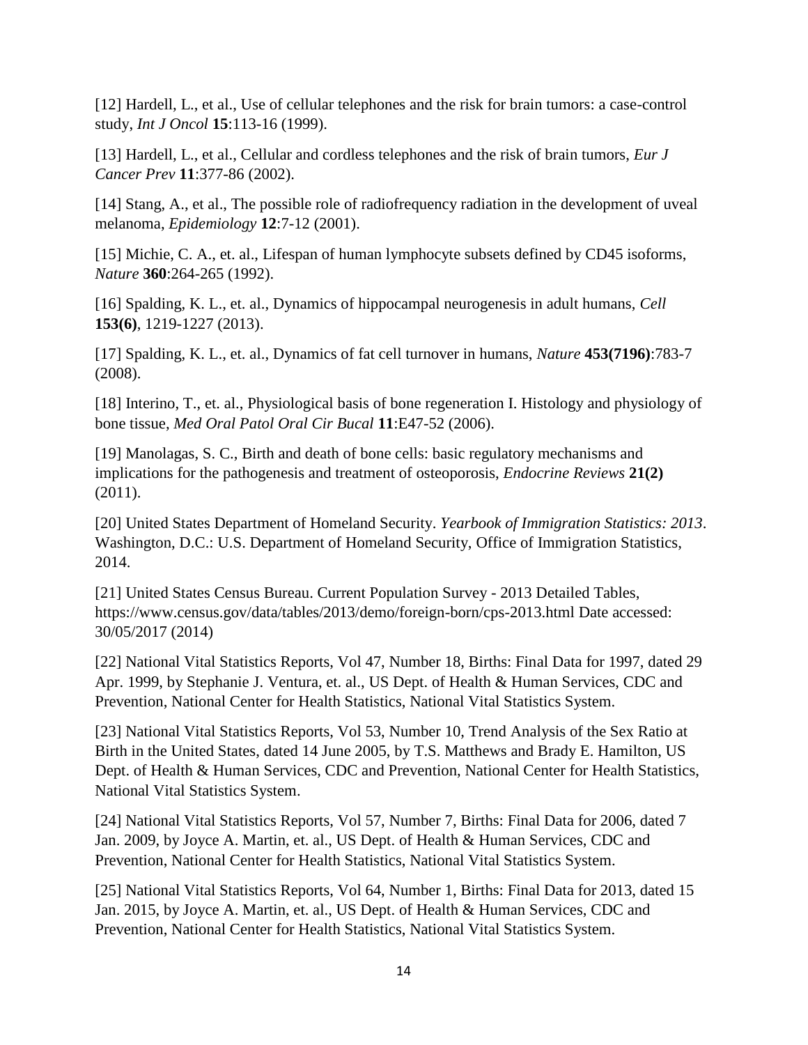[12] Hardell, L., et al., Use of cellular telephones and the risk for brain tumors: a case-control study, *Int J Oncol* **15**:113-16 (1999).

[13] Hardell, L., et al., Cellular and cordless telephones and the risk of brain tumors, *Eur J Cancer Prev* **11**:377-86 (2002).

[14] Stang, A., et al., The possible role of radiofrequency radiation in the development of uveal melanoma, *Epidemiology* **12**:7-12 (2001).

[15] Michie, C. A., et. al., Lifespan of human lymphocyte subsets defined by CD45 isoforms, *Nature* **360**:264-265 (1992).

[16] Spalding, K. L., et. al., Dynamics of hippocampal neurogenesis in adult humans, *Cell* **153(6)**, 1219-1227 (2013).

[17] Spalding, K. L., et. al., Dynamics of fat cell turnover in humans, *Nature* **453(7196)**:783-7 (2008).

[18] Interino, T., et. al., Physiological basis of bone regeneration I. Histology and physiology of bone tissue, *Med Oral Patol Oral Cir Bucal* **11**:E47-52 (2006).

[19] Manolagas, S. C., Birth and death of bone cells: basic regulatory mechanisms and implications for the pathogenesis and treatment of osteoporosis, *Endocrine Reviews* **21(2)** (2011).

[20] United States Department of Homeland Security. *Yearbook of Immigration Statistics: 2013*. Washington, D.C.: U.S. Department of Homeland Security, Office of Immigration Statistics, 2014.

[21] United States Census Bureau. Current Population Survey - 2013 Detailed Tables, https://www.census.gov/data/tables/2013/demo/foreign-born/cps-2013.html Date accessed: 30/05/2017 (2014)

[22] National Vital Statistics Reports, Vol 47, Number 18, Births: Final Data for 1997, dated 29 Apr. 1999, by Stephanie J. Ventura, et. al., US Dept. of Health & Human Services, CDC and Prevention, National Center for Health Statistics, National Vital Statistics System.

[23] National Vital Statistics Reports, Vol 53, Number 10, Trend Analysis of the Sex Ratio at Birth in the United States, dated 14 June 2005, by T.S. Matthews and Brady E. Hamilton, US Dept. of Health & Human Services, CDC and Prevention, National Center for Health Statistics, National Vital Statistics System.

[24] National Vital Statistics Reports, Vol 57, Number 7, Births: Final Data for 2006, dated 7 Jan. 2009, by Joyce A. Martin, et. al., US Dept. of Health & Human Services, CDC and Prevention, National Center for Health Statistics, National Vital Statistics System.

[25] National Vital Statistics Reports, Vol 64, Number 1, Births: Final Data for 2013, dated 15 Jan. 2015, by Joyce A. Martin, et. al., US Dept. of Health & Human Services, CDC and Prevention, National Center for Health Statistics, National Vital Statistics System.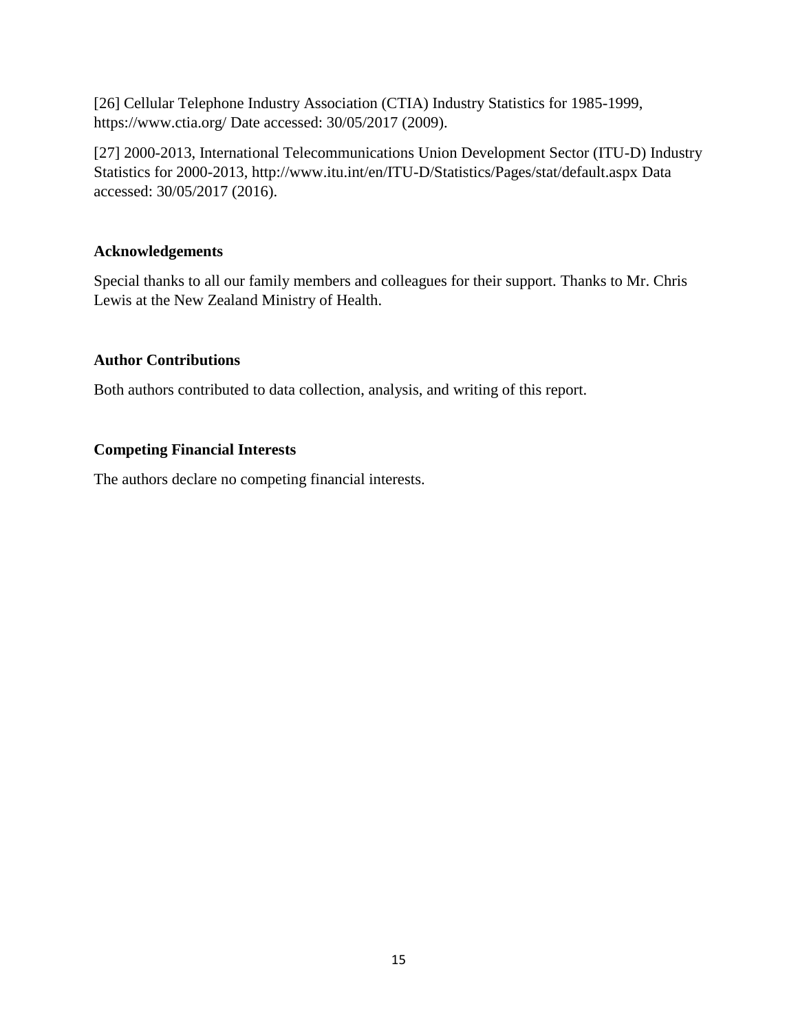[26] Cellular Telephone Industry Association (CTIA) Industry Statistics for 1985-1999, https://www.ctia.org/ Date accessed: 30/05/2017 (2009).

[27] 2000-2013, International Telecommunications Union Development Sector (ITU-D) Industry Statistics for 2000-2013, http://www.itu.int/en/ITU-D/Statistics/Pages/stat/default.aspx Data accessed: 30/05/2017 (2016).

### Acknowledgements

Special thanks to all our family members and colleagues for their support. Thanks to Mr. Chris Lewis at the New Zealand Ministry of Health.

### Author Contributions

Both authors contributed to data collection, analysis, and writing of this report.

### Competing Financial Interests

The authors declare no competing financial interests.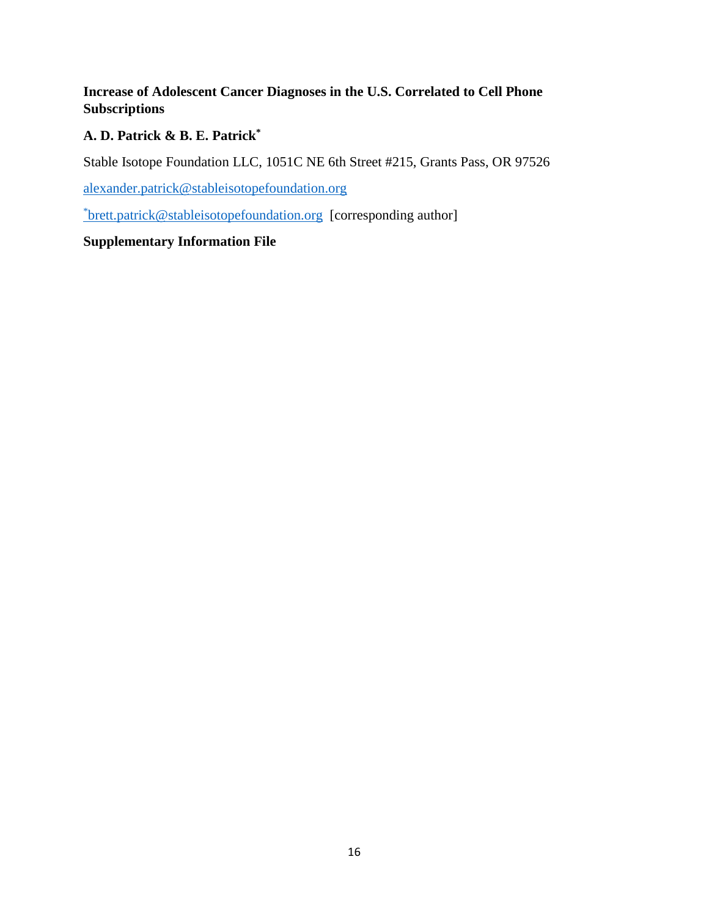**Increase of Adolescent Cancer Diagnoses in the U.S. Correlated to Cell Phone Subscriptions**

**A. D. Patrick & B. E. Patrick***

Stable Isotope Foundation LLC, 1051C NE 6th Street #215, Grants Pass, OR 97526

alexander.patrick@stableisotopefoundation.org

*brett.patrick@stableisotopefoundation.org [corresponding author]

**Supplementary Information File**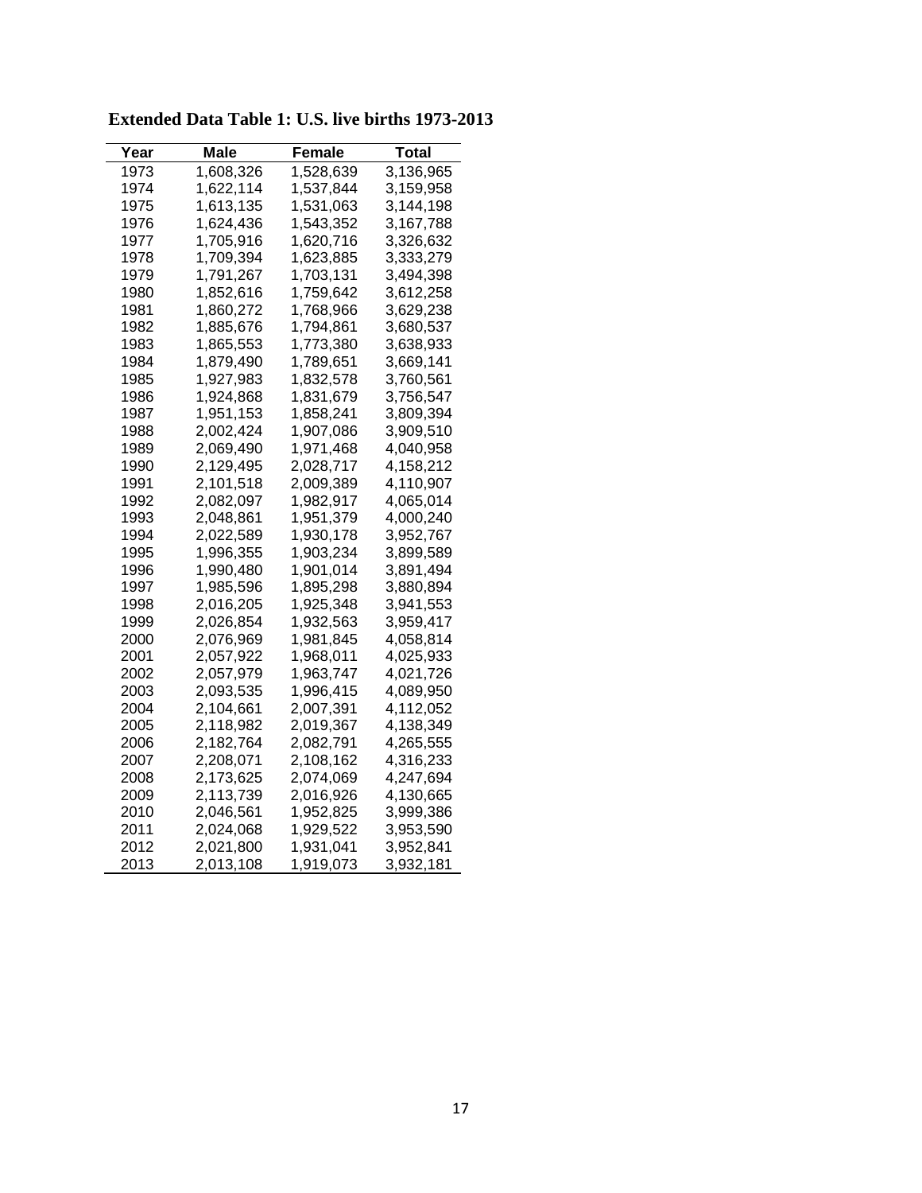**Extended Data Table 1: U.S. live births 1973-2013**

| Year | Male | Female | Total |
|---|---|---|---|
| 1973 | 1,608,326 | 1,528,639 | 3,136,965 |
| 1974 | 1,622,114 | 1,537,844 | 3,159,958 |
| 1975 | 1,613,135 | 1,531,063 | 3,144,198 |
| 1976 | 1,624,436 | 1,543,352 | 3,167,788 |
| 1977 | 1,705,916 | 1,620,716 | 3,326,632 |
| 1978 | 1,709,394 | 1,623,885 | 3,333,279 |
| 1979 | 1,791,267 | 1,703,131 | 3,494,398 |
| 1980 | 1,852,616 | 1,759,642 | 3,612,258 |
| 1981 | 1,860,272 | 1,768,966 | 3,629,238 |
| 1982 | 1,885,676 | 1,794,861 | 3,680,537 |
| 1983 | 1,865,553 | 1,773,380 | 3,638,933 |
| 1984 | 1,879,490 | 1,789,651 | 3,669,141 |
| 1985 | 1,927,983 | 1,832,578 | 3,760,561 |
| 1986 | 1,924,868 | 1,831,679 | 3,756,547 |
| 1987 | 1,951,153 | 1,858,241 | 3,809,394 |
| 1988 | 2,002,424 | 1,907,086 | 3,909,510 |
| 1989 | 2,069,490 | 1,971,468 | 4,040,958 |
| 1990 | 2,129,495 | 2,028,717 | 4,158,212 |
| 1991 | 2,101,518 | 2,009,389 | 4,110,907 |
| 1992 | 2,082,097 | 1,982,917 | 4,065,014 |
| 1993 | 2,048,861 | 1,951,379 | 4,000,240 |
| 1994 | 2,022,589 | 1,930,178 | 3,952,767 |
| 1995 | 1,996,355 | 1,903,234 | 3,899,589 |
| 1996 | 1,990,480 | 1,901,014 | 3,891,494 |
| 1997 | 1,985,596 | 1,895,298 | 3,880,894 |
| 1998 | 2,016,205 | 1,925,348 | 3,941,553 |
| 1999 | 2,026,854 | 1,932,563 | 3,959,417 |
| 2000 | 2,076,969 | 1,981,845 | 4,058,814 |
| 2001 | 2,057,922 | 1,968,011 | 4,025,933 |
| 2002 | 2,057,979 | 1,963,747 | 4,021,726 |
| 2003 | 2,093,535 | 1,996,415 | 4,089,950 |
| 2004 | 2,104,661 | 2,007,391 | 4,112,052 |
| 2005 | 2,118,982 | 2,019,367 | 4,138,349 |
| 2006 | 2,182,764 | 2,082,791 | 4,265,555 |
| 2007 | 2,208,071 | 2,108,162 | 4,316,233 |
| 2008 | 2,173,625 | 2,074,069 | 4,247,694 |
| 2009 | 2,113,739 | 2,016,926 | 4,130,665 |
| 2010 | 2,046,561 | 1,952,825 | 3,999,386 |
| 2011 | 2,024,068 | 1,929,522 | 3,953,590 |
| 2012 | 2,021,800 | 1,931,041 | 3,952,841 |
| 2013 | 2,013,108 | 1,919,073 | 3,932,181 |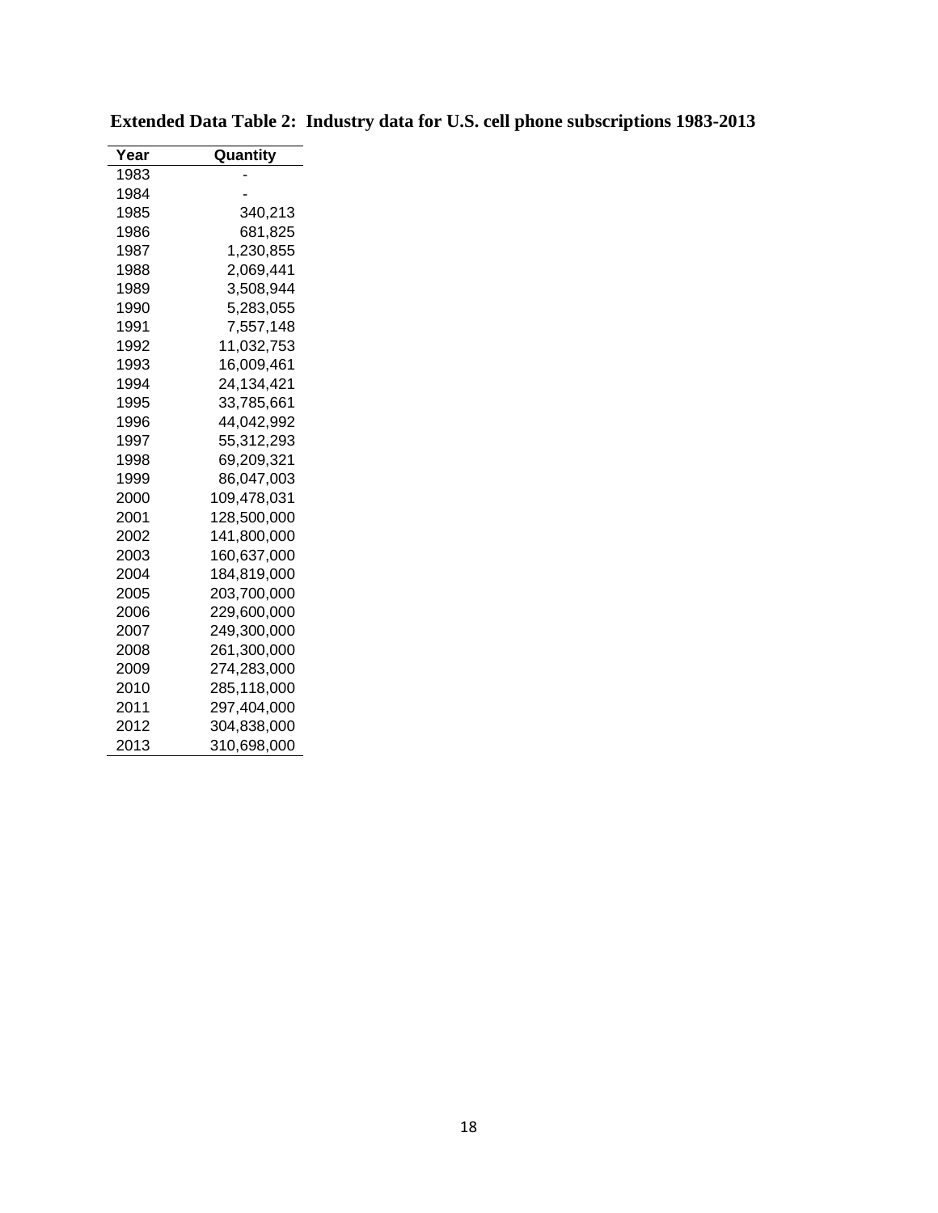**Extended Data Table 2: Industry data for U.S. cell phone subscriptions 1983-2013**

| Year | Quantity |
|---|---|
| 1983 | - |
| 1984 | - |
| 1985 | 340,213 |
| 1986 | 681,825 |
| 1987 | 1,230,855 |
| 1988 | 2,069,441 |
| 1989 | 3,508,944 |
| 1990 | 5,283,055 |
| 1991 | 7,557,148 |
| 1992 | 11,032,753 |
| 1993 | 16,009,461 |
| 1994 | 24,134,421 |
| 1995 | 33,785,661 |
| 1996 | 44,042,992 |
| 1997 | 55,312,293 |
| 1998 | 69,209,321 |
| 1999 | 86,047,003 |
| 2000 | 109,478,031 |
| 2001 | 128,500,000 |
| 2002 | 141,800,000 |
| 2003 | 160,637,000 |
| 2004 | 184,819,000 |
| 2005 | 203,700,000 |
| 2006 | 229,600,000 |
| 2007 | 249,300,000 |
| 2008 | 261,300,000 |
| 2009 | 274,283,000 |
| 2010 | 285,118,000 |
| 2011 | 297,404,000 |
| 2012 | 304,838,000 |
| 2013 | 310,698,000 |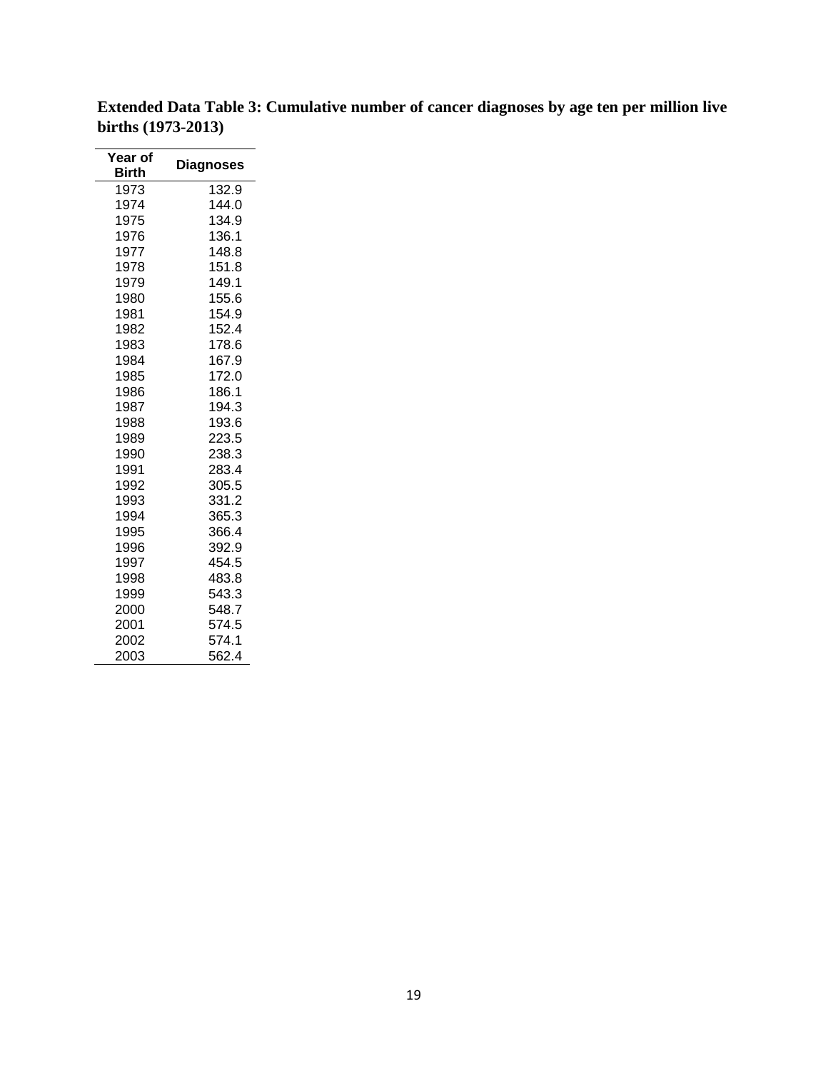**Extended Data Table 3: Cumulative number of cancer diagnoses by age ten per million live births (1973-2013)**

| Year of Birth | Diagnoses |
|---|---|
| 1973 | 132.9 |
| 1974 | 144.0 |
| 1975 | 134.9 |
| 1976 | 136.1 |
| 1977 | 148.8 |
| 1978 | 151.8 |
| 1979 | 149.1 |
| 1980 | 155.6 |
| 1981 | 154.9 |
| 1982 | 152.4 |
| 1983 | 178.6 |
| 1984 | 167.9 |
| 1985 | 172.0 |
| 1986 | 186.1 |
| 1987 | 194.3 |
| 1988 | 193.6 |
| 1989 | 223.5 |
| 1990 | 238.3 |
| 1991 | 283.4 |
| 1992 | 305.5 |
| 1993 | 331.2 |
| 1994 | 365.3 |
| 1995 | 366.4 |
| 1996 | 392.9 |
| 1997 | 454.5 |
| 1998 | 483.8 |
| 1999 | 543.3 |
| 2000 | 548.7 |
| 2001 | 574.5 |
| 2002 | 574.1 |
| 2003 | 562.4 |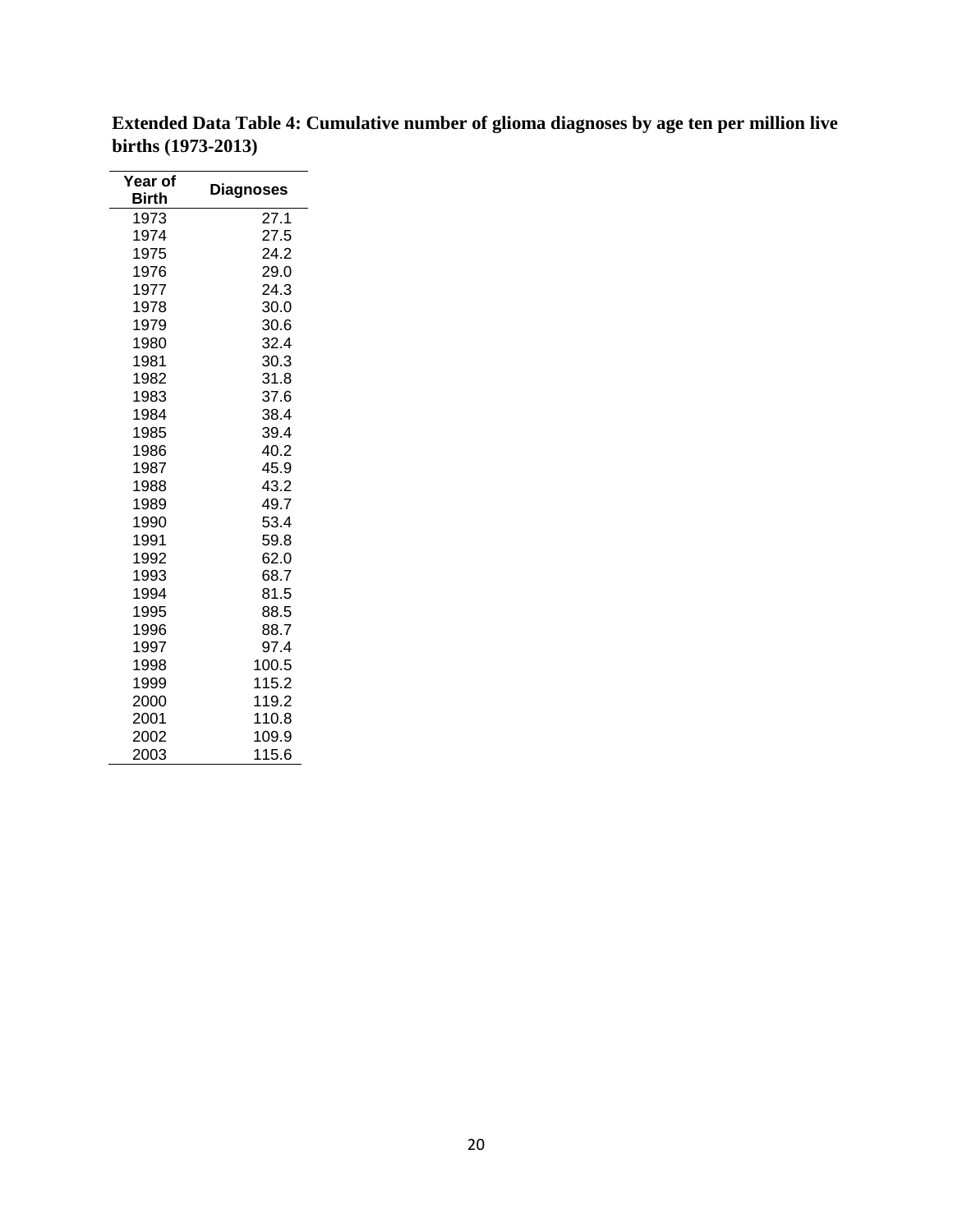**Extended Data Table 4: Cumulative number of glioma diagnoses by age ten per million live births (1973-2013)**

| Year of Birth | Diagnoses |
|---|---|
| 1973 | 27.1 |
| 1974 | 27.5 |
| 1975 | 24.2 |
| 1976 | 29.0 |
| 1977 | 24.3 |
| 1978 | 30.0 |
| 1979 | 30.6 |
| 1980 | 32.4 |
| 1981 | 30.3 |
| 1982 | 31.8 |
| 1983 | 37.6 |
| 1984 | 38.4 |
| 1985 | 39.4 |
| 1986 | 40.2 |
| 1987 | 45.9 |
| 1988 | 43.2 |
| 1989 | 49.7 |
| 1990 | 53.4 |
| 1991 | 59.8 |
| 1992 | 62.0 |
| 1993 | 68.7 |
| 1994 | 81.5 |
| 1995 | 88.5 |
| 1996 | 88.7 |
| 1997 | 97.4 |
| 1998 | 100.5 |
| 1999 | 115.2 |
| 2000 | 119.2 |
| 2001 | 110.8 |
| 2002 | 109.9 |
| 2003 | 115.6 |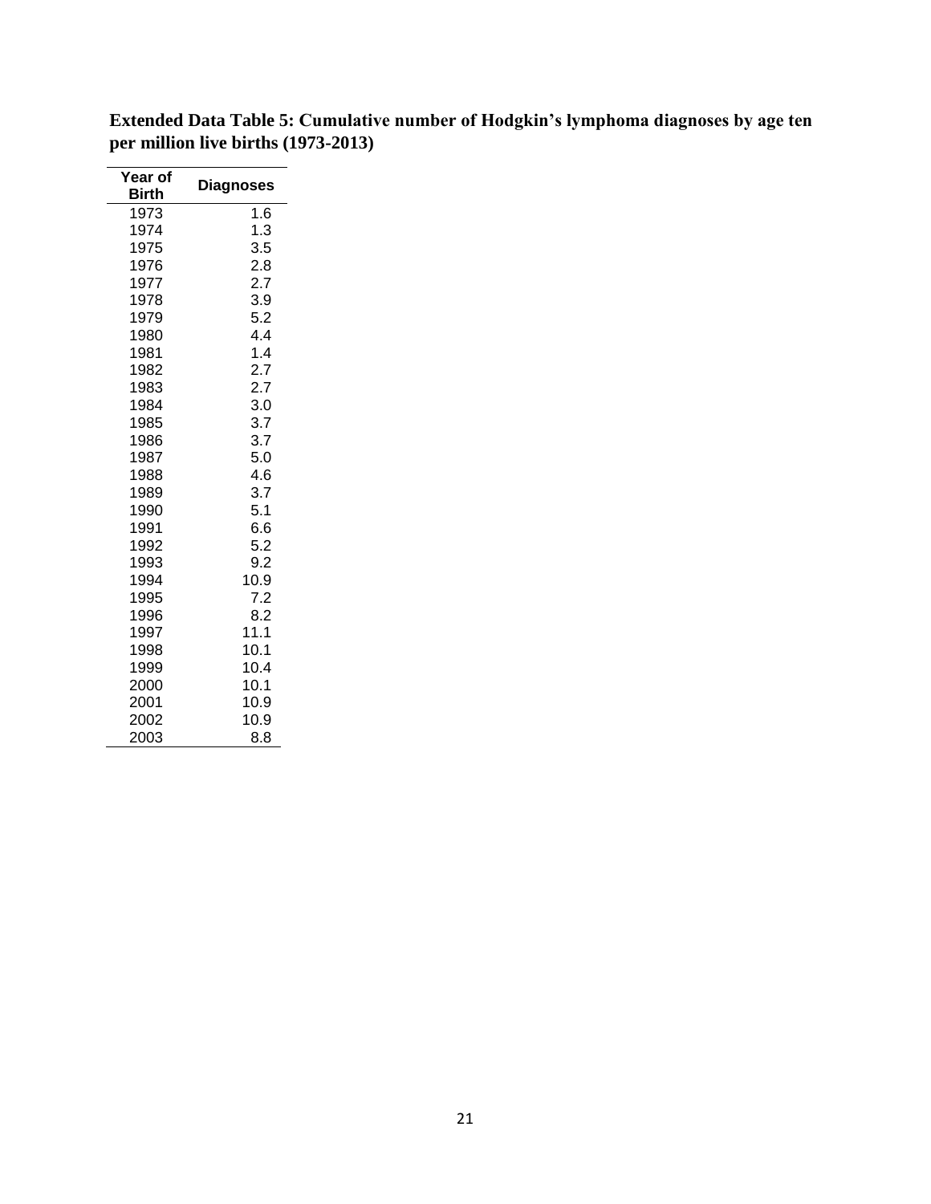**Extended Data Table 5: Cumulative number of Hodgkin's lymphoma diagnoses by age ten per million live births (1973-2013)**

| Year of Birth | Diagnoses |
|---|---|
| 1973 | 1.6 |
| 1974 | 1.3 |
| 1975 | 3.5 |
| 1976 | 2.8 |
| 1977 | 2.7 |
| 1978 | 3.9 |
| 1979 | 5.2 |
| 1980 | 4.4 |
| 1981 | 1.4 |
| 1982 | 2.7 |
| 1983 | 2.7 |
| 1984 | 3.0 |
| 1985 | 3.7 |
| 1986 | 3.7 |
| 1987 | 5.0 |
| 1988 | 4.6 |
| 1989 | 3.7 |
| 1990 | 5.1 |
| 1991 | 6.6 |
| 1992 | 5.2 |
| 1993 | 9.2 |
| 1994 | 10.9 |
| 1995 | 7.2 |
| 1996 | 8.2 |
| 1997 | 11.1 |
| 1998 | 10.1 |
| 1999 | 10.4 |
| 2000 | 10.1 |
| 2001 | 10.9 |
| 2002 | 10.9 |
| 2003 | 8.8 |